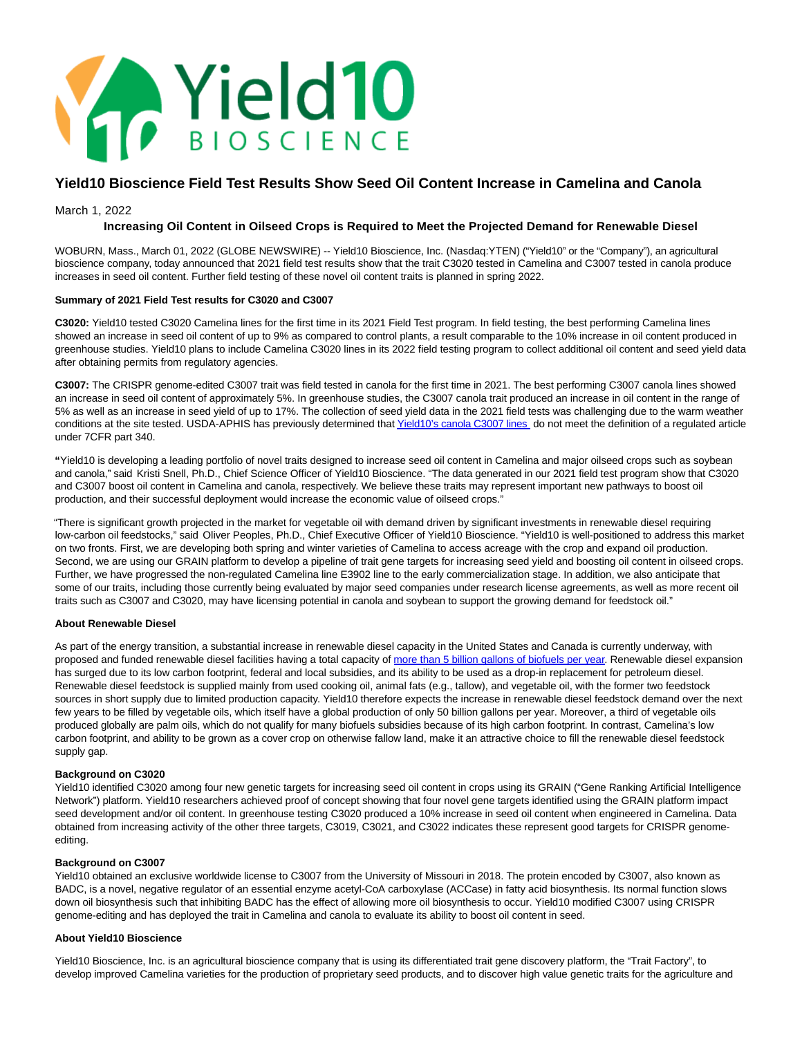# Yield10 Bioscience Field Test Results Show Seed Oil Content Increase in Camelina and Canola

March 1, 2022

**Increasing Oil Content in Oilseed Crops is Required to Meet the Projected Demand for Renewable Diesel**

WOBURN, Mass., March 01, 2022 (GLOBE NEWSWIRE) -- Yield10 Bioscience, Inc. (Nasdaq:YTEN) ("Yield10" or the "Company"), an agricultural bioscience company, today announced that 2021 field test results show that the trait C3020 tested in Camelina and C3007 tested in canola produce increases in seed oil content. Further field testing of these novel oil content traits is planned in spring 2022.

**Summary of 2021 Field Test results for C3020 and C3007**

**C3020:** Yield10 tested C3020 Camelina lines for the first time in its 2021 Field Test program. In field testing, the best performing Camelina lines showed an increase in seed oil content of up to 9% as compared to control plants, a result comparable to the 10% increase in oil content produced in greenhouse studies. Yield10 plans to include Camelina C3020 lines in its 2022 field testing program to collect additional oil content and seed yield data after obtaining permits from regulatory agencies.

**C3007:** The CRISPR genome-edited C3007 trait was field tested in canola for the first time in 2021. The best performing C3007 canola lines showed an increase in seed oil content of approximately 5%. In greenhouse studies, the C3007 canola trait produced an increase in oil content in the range of 5% as well as an increase in seed yield of up to 17%. The collection of seed yield data in the 2021 field tests was challenging due to the warm weather conditions at the site tested. USDA-APHIS has previously determined that Yield10's canola C3007 lines do not meet the definition of a regulated article under 7CFR part 340.

"Yield10 is developing a leading portfolio of novel traits designed to increase seed oil content in Camelina and major oilseed crops such as soybean and canola," said Kristi Snell, Ph.D., Chief Science Officer of Yield10 Bioscience. "The data generated in our 2021 field test program show that C3020 and C3007 boost oil content in Camelina and canola, respectively. We believe these traits may represent important new pathways to boost oil production, and their successful deployment would increase the economic value of oilseed crops."

"There is significant growth projected in the market for vegetable oil with demand driven by significant investments in renewable diesel requiring low-carbon oil feedstocks," said Oliver Peoples, Ph.D., Chief Executive Officer of Yield10 Bioscience. "Yield10 is well-positioned to address this market on two fronts. First, we are developing both spring and winter varieties of Camelina to access acreage with the crop and expand oil production. Second, we are using our GRAIN platform to develop a pipeline of trait gene targets for increasing seed yield and boosting oil content in oilseed crops. Further, we have progressed the non-regulated Camelina line E3902 line to the early commercialization stage. In addition, we also anticipate that some of our traits, including those currently being evaluated by major seed companies under research license agreements, as well as more recent oil traits such as C3007 and C3020, may have licensing potential in canola and soybean to support the growing demand for feedstock oil."

**About Renewable Diesel**

As part of the energy transition, a substantial increase in renewable diesel capacity in the United States and Canada is currently underway, with proposed and funded renewable diesel facilities having a total capacity of more than 5 billion gallons of biofuels per year. Renewable diesel expansion has surged due to its low carbon footprint, federal and local subsidies, and its ability to be used as a drop-in replacement for petroleum diesel. Renewable diesel feedstock is supplied mainly from used cooking oil, animal fats (e.g., tallow), and vegetable oil, with the former two feedstock sources in short supply due to limited production capacity. Yield10 therefore expects the increase in renewable diesel feedstock demand over the next few years to be filled by vegetable oils, which itself have a global production of only 50 billion gallons per year. Moreover, a third of vegetable oils produced globally are palm oils, which do not qualify for many biofuels subsidies because of its high carbon footprint. In contrast, Camelina's low carbon footprint, and ability to be grown as a cover crop on otherwise fallow land, make it an attractive choice to fill the renewable diesel feedstock supply gap.

**Background on C3020**

Yield10 identified C3020 among four new genetic targets for increasing seed oil content in crops using its GRAIN ("Gene Ranking Artificial Intelligence Network") platform. Yield10 researchers achieved proof of concept showing that four novel gene targets identified using the GRAIN platform impact seed development and/or oil content. In greenhouse testing C3020 produced a 10% increase in seed oil content when engineered in Camelina. Data obtained from increasing activity of the other three targets, C3019, C3021, and C3022 indicates these represent good targets for CRISPR genome-editing.

**Background on C3007**

Yield10 obtained an exclusive worldwide license to C3007 from the University of Missouri in 2018. The protein encoded by C3007, also known as BADC, is a novel, negative regulator of an essential enzyme acetyl-CoA carboxylase (ACCase) in fatty acid biosynthesis. Its normal function slows down oil biosynthesis such that inhibiting BADC has the effect of allowing more oil biosynthesis to occur. Yield10 modified C3007 using CRISPR genome-editing and has deployed the trait in Camelina and canola to evaluate its ability to boost oil content in seed.

**About Yield10 Bioscience**

Yield10 Bioscience, Inc. is an agricultural bioscience company that is using its differentiated trait gene discovery platform, the "Trait Factory", to develop improved Camelina varieties for the production of proprietary seed products, and to discover high value genetic traits for the agriculture and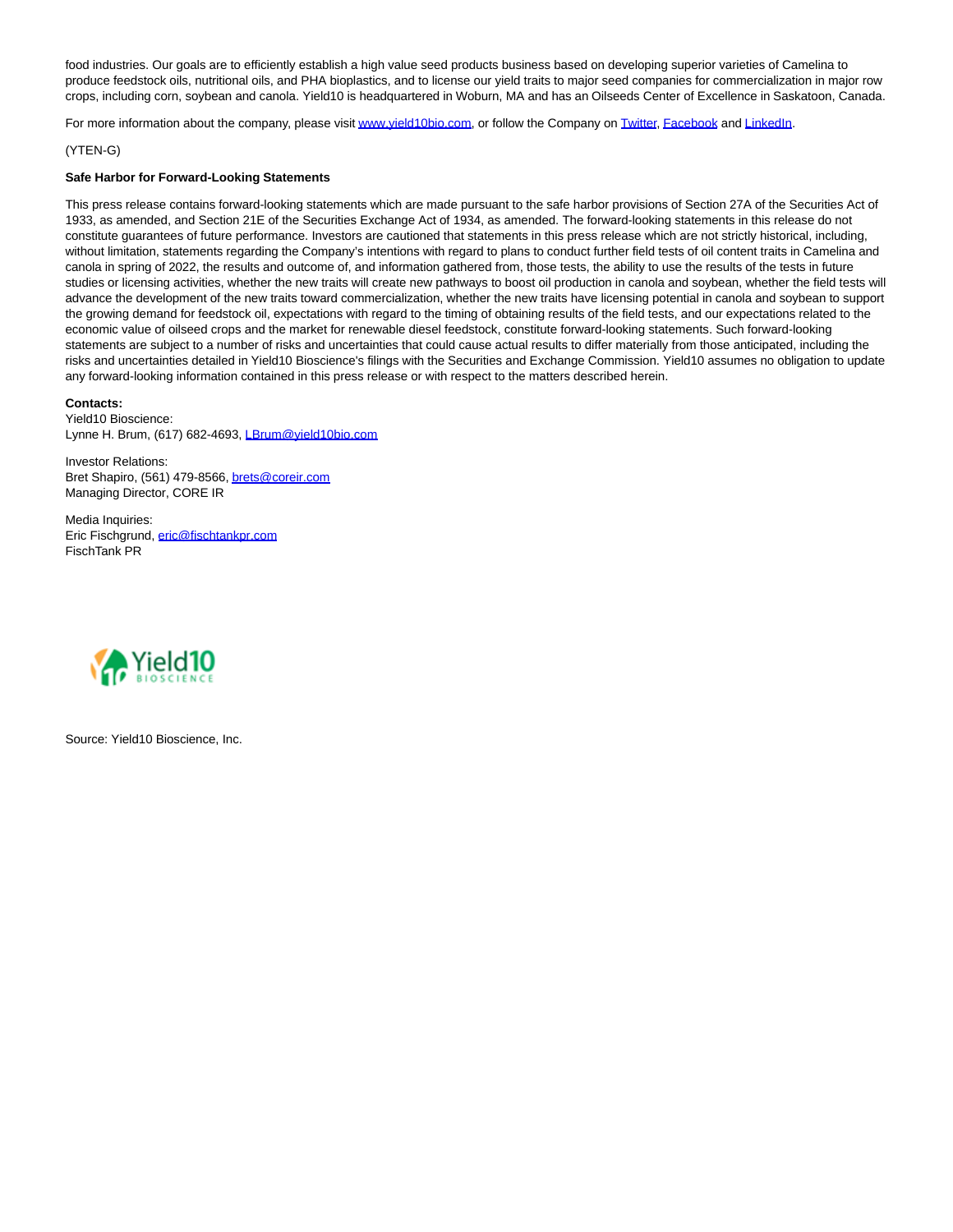food industries. Our goals are to efficiently establish a high value seed products business based on developing superior varieties of Camelina to produce feedstock oils, nutritional oils, and PHA bioplastics, and to license our yield traits to major seed companies for commercialization in major row crops, including corn, soybean and canola. Yield10 is headquartered in Woburn, MA and has an Oilseeds Center of Excellence in Saskatoon, Canada.

For more information about the company, please visit [www.yield10bio.com](www.yield10bio.com), or follow the Company on [Twitter](), [Facebook]() and [LinkedIn]().

(YTEN-G)

**Safe Harbor for Forward-Looking Statements**

This press release contains forward-looking statements which are made pursuant to the safe harbor provisions of Section 27A of the Securities Act of 1933, as amended, and Section 21E of the Securities Exchange Act of 1934, as amended. The forward-looking statements in this release do not constitute guarantees of future performance. Investors are cautioned that statements in this press release which are not strictly historical, including, without limitation, statements regarding the Company's intentions with regard to plans to conduct further field tests of oil content traits in Camelina and canola in spring of 2022, the results and outcome of, and information gathered from, those tests, the ability to use the results of the tests in future studies or licensing activities, whether the new traits will create new pathways to boost oil production in canola and soybean, whether the field tests will advance the development of the new traits toward commercialization, whether the new traits have licensing potential in canola and soybean to support the growing demand for feedstock oil, expectations with regard to the timing of obtaining results of the field tests, and our expectations related to the economic value of oilseed crops and the market for renewable diesel feedstock, constitute forward-looking statements. Such forward-looking statements are subject to a number of risks and uncertainties that could cause actual results to differ materially from those anticipated, including the risks and uncertainties detailed in Yield10 Bioscience's filings with the Securities and Exchange Commission. Yield10 assumes no obligation to update any forward-looking information contained in this press release or with respect to the matters described herein.

**Contacts:**
Yield10 Bioscience:
Lynne H. Brum, (617) 682-4693, LBrum@yield10bio.com

Investor Relations:
Bret Shapiro, (561) 479-8566, brets@coreir.com
Managing Director, CORE IR

Media Inquiries:
Eric Fischgrund, eric@fischtankpr.com
FischTank PR

Source: Yield10 Bioscience, Inc.